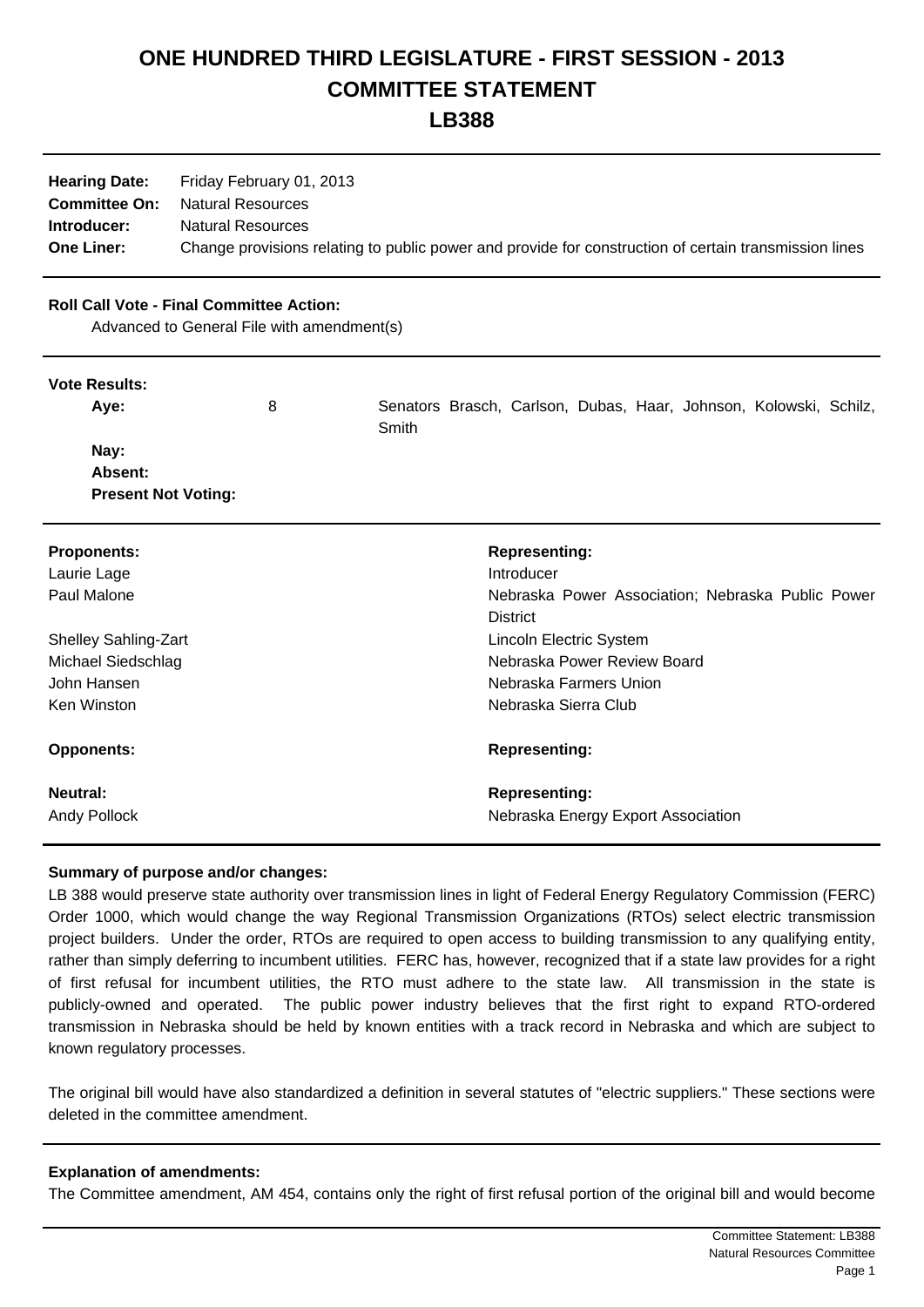# ONE HUNDRED THIRD LEGISLATURE - FIRST SESSION - 2013
# COMMITTEE STATEMENT
# LB388

**Hearing Date:** Friday February 01, 2013
**Committee On:** Natural Resources
**Introducer:** Natural Resources
**One Liner:** Change provisions relating to public power and provide for construction of certain transmission lines

**Roll Call Vote - Final Committee Action:**
Advanced to General File with amendment(s)

**Vote Results:**

| | | |
|---|---|---|
| **Aye:** | 8 | Senators Brasch, Carlson, Dubas, Haar, Johnson, Kolowski, Schilz, Smith |
| **Nay:** | | |
| **Absent:** | | |
| **Present Not Voting:** | | |

| **Proponents:** | **Representing:** |
|---|---|
| Laurie Lage | Introducer |
| Paul Malone | Nebraska Power Association; Nebraska Public Power District |
| Shelley Sahling-Zart | Lincoln Electric System |
| Michael Siedschlag | Nebraska Power Review Board |
| John Hansen | Nebraska Farmers Union |
| Ken Winston | Nebraska Sierra Club |

| **Opponents:** | **Representing:** |
|---|---|

| **Neutral:** | **Representing:** |
|---|---|
| Andy Pollock | Nebraska Energy Export Association |

**Summary of purpose and/or changes:**

LB 388 would preserve state authority over transmission lines in light of Federal Energy Regulatory Commission (FERC) Order 1000, which would change the way Regional Transmission Organizations (RTOs) select electric transmission project builders. Under the order, RTOs are required to open access to building transmission to any qualifying entity, rather than simply deferring to incumbent utilities. FERC has, however, recognized that if a state law provides for a right of first refusal for incumbent utilities, the RTO must adhere to the state law. All transmission in the state is publicly-owned and operated. The public power industry believes that the first right to expand RTO-ordered transmission in Nebraska should be held by known entities with a track record in Nebraska and which are subject to known regulatory processes.

The original bill would have also standardized a definition in several statutes of "electric suppliers." These sections were deleted in the committee amendment.

**Explanation of amendments:**

The Committee amendment, AM 454, contains only the right of first refusal portion of the original bill and would become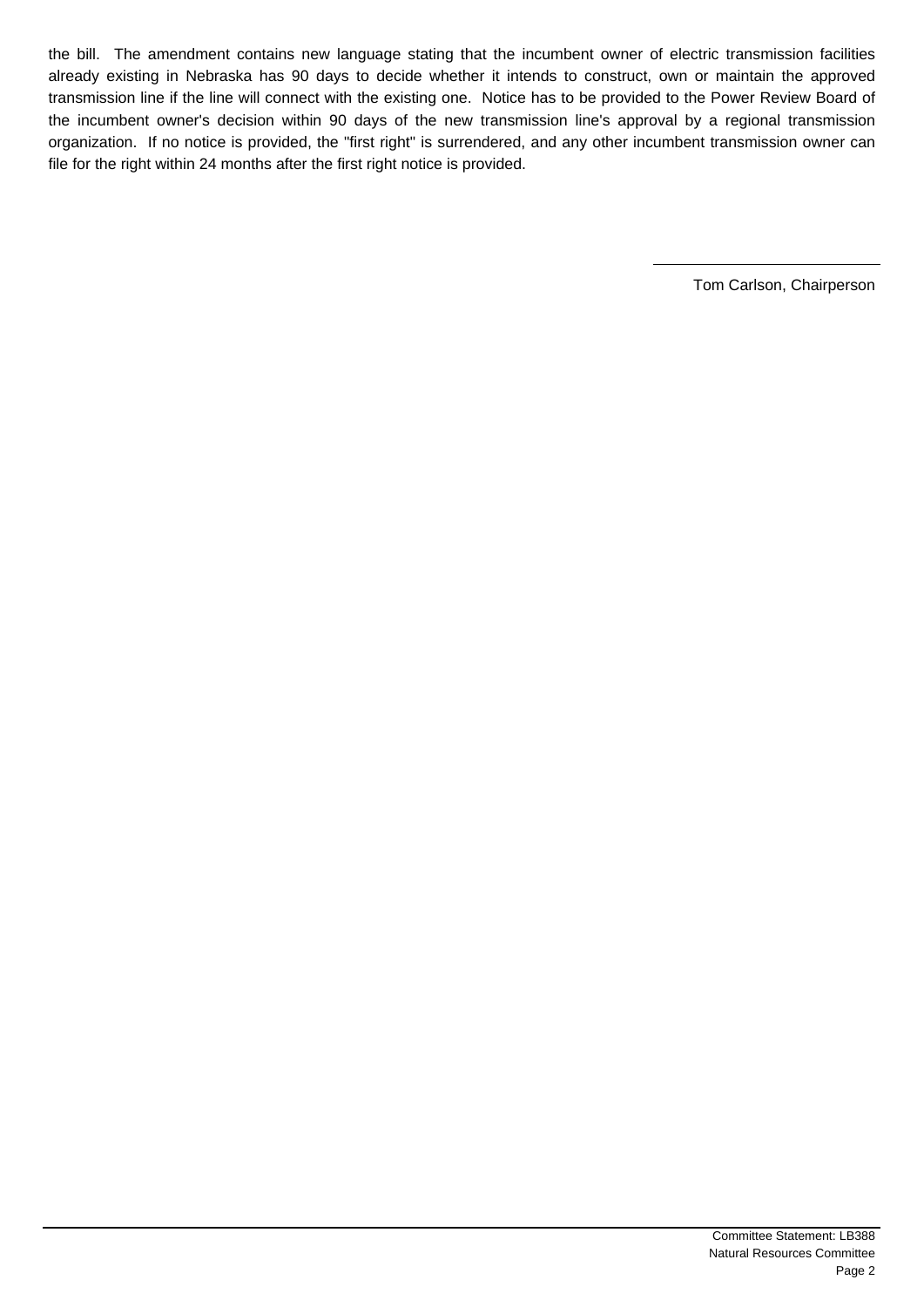the bill. The amendment contains new language stating that the incumbent owner of electric transmission facilities already existing in Nebraska has 90 days to decide whether it intends to construct, own or maintain the approved transmission line if the line will connect with the existing one. Notice has to be provided to the Power Review Board of the incumbent owner's decision within 90 days of the new transmission line's approval by a regional transmission organization. If no notice is provided, the "first right" is surrendered, and any other incumbent transmission owner can file for the right within 24 months after the first right notice is provided.

Tom Carlson, Chairperson